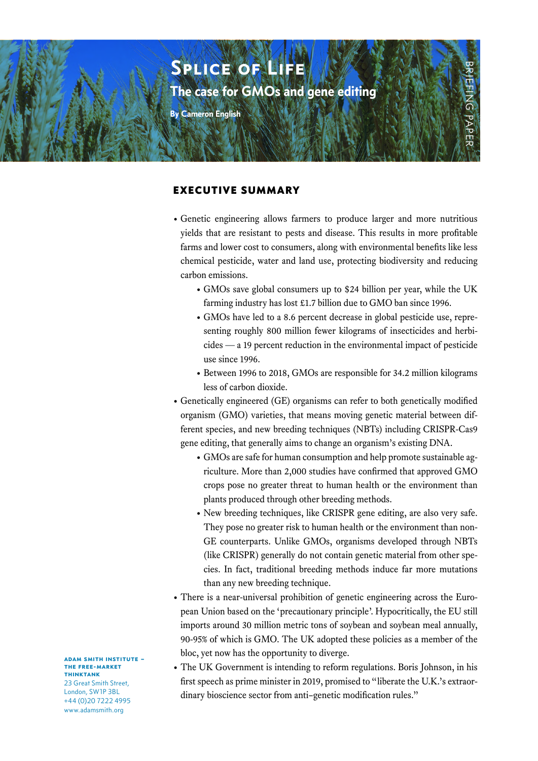# Splice of Life

## The case for GMOs and gene editing

**By Cameron English**

BRIEFING PAPER

## EXECUTIVE SUMMARY

- Genetic engineering allows farmers to produce larger and more nutritious yields that are resistant to pests and disease. This results in more profitable farms and lower cost to consumers, along with environmental benefits like less chemical pesticide, water and land use, protecting biodiversity and reducing carbon emissions.
    - GMOs save global consumers up to $24 billion per year, while the UK farming industry has lost £1.7 billion due to GMO ban since 1996.
    - GMOs have led to a 8.6 percent decrease in global pesticide use, representing roughly 800 million fewer kilograms of insecticides and herbicides — a 19 percent reduction in the environmental impact of pesticide use since 1996.
    - Between 1996 to 2018, GMOs are responsible for 34.2 million kilograms less of carbon dioxide.
- Genetically engineered (GE) organisms can refer to both genetically modified organism (GMO) varieties, that means moving genetic material between different species, and new breeding techniques (NBTs) including CRISPR-Cas9 gene editing, that generally aims to change an organism's existing DNA.
    - GMOs are safe for human consumption and help promote sustainable agriculture. More than 2,000 studies have confirmed that approved GMO crops pose no greater threat to human health or the environment than plants produced through other breeding methods.
    - New breeding techniques, like CRISPR gene editing, are also very safe. They pose no greater risk to human health or the environment than non-GE counterparts. Unlike GMOs, organisms developed through NBTs (like CRISPR) generally do not contain genetic material from other species. In fact, traditional breeding methods induce far more mutations than any new breeding technique.
- There is a near-universal prohibition of genetic engineering across the European Union based on the 'precautionary principle'. Hypocritically, the EU still imports around 30 million metric tons of soybean and soybean meal annually, 90-95% of which is GMO. The UK adopted these policies as a member of the bloc, yet now has the opportunity to diverge.
- The UK Government is intending to reform regulations. Boris Johnson, in his first speech as prime minister in 2019, promised to "liberate the U.K.'s extraordinary bioscience sector from anti–genetic modification rules."

**ADAM SMITH INSTITUTE – THE FREE-MARKET THINKTANK**
23 Great Smith Street,
London, SW1P 3BL
+44 (0)20 7222 4995
www.adamsmith.org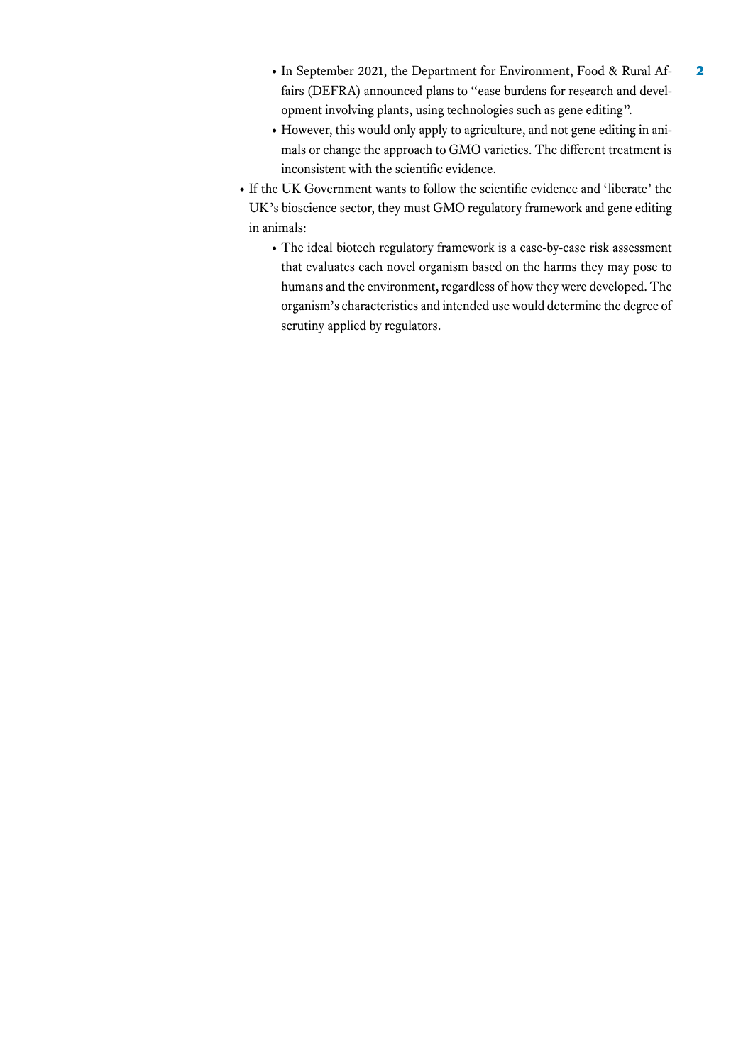- In September 2021, the Department for Environment, Food & Rural Affairs (DEFRA) announced plans to "ease burdens for research and development involving plants, using technologies such as gene editing".
    - However, this would only apply to agriculture, and not gene editing in animals or change the approach to GMO varieties. The different treatment is inconsistent with the scientific evidence.
- If the UK Government wants to follow the scientific evidence and 'liberate' the UK's bioscience sector, they must GMO regulatory framework and gene editing in animals:
    - The ideal biotech regulatory framework is a case-by-case risk assessment that evaluates each novel organism based on the harms they may pose to humans and the environment, regardless of how they were developed. The organism's characteristics and intended use would determine the degree of scrutiny applied by regulators.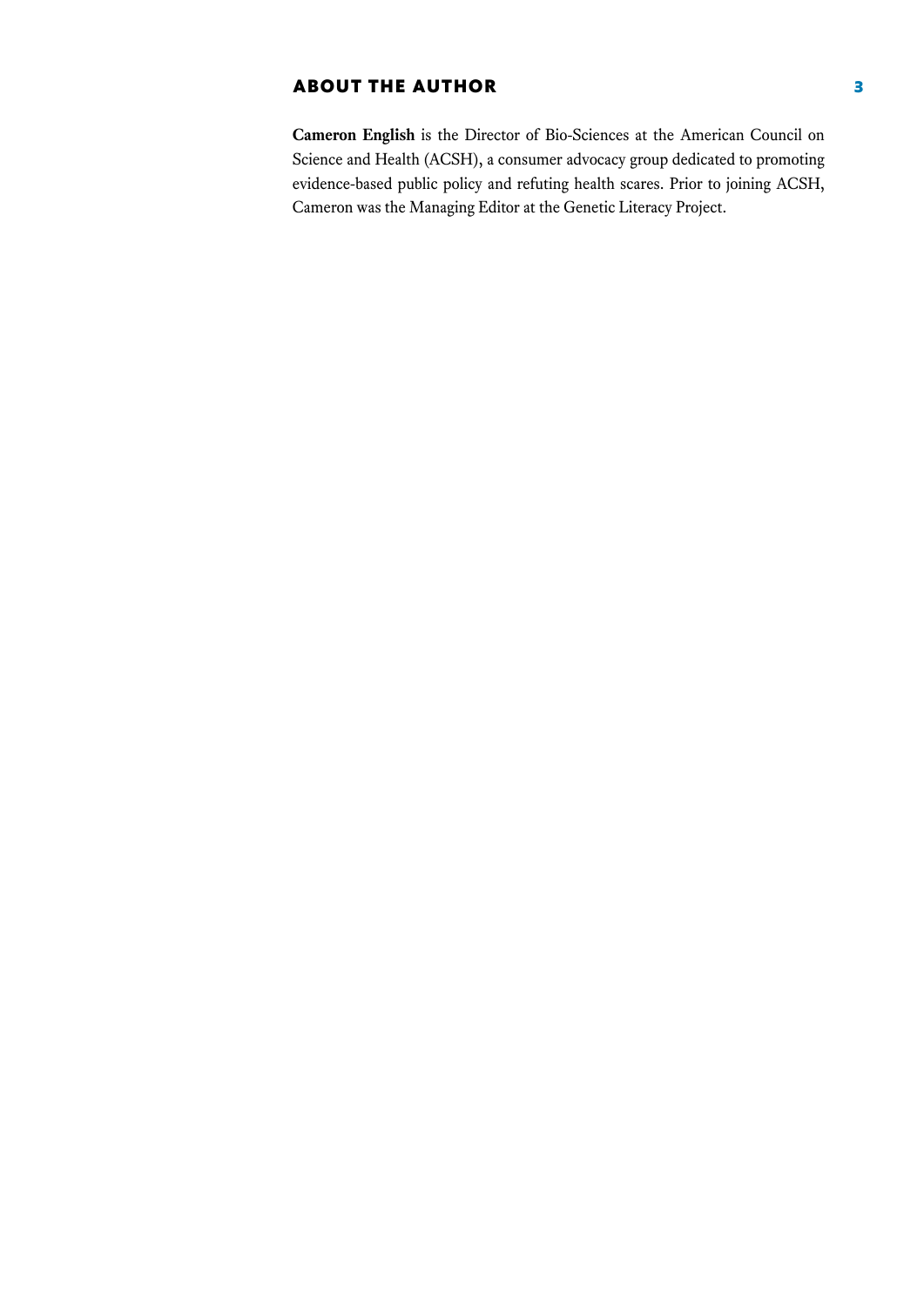## ABOUT THE AUTHOR

**Cameron English** is the Director of Bio-Sciences at the American Council on Science and Health (ACSH), a consumer advocacy group dedicated to promoting evidence-based public policy and refuting health scares. Prior to joining ACSH, Cameron was the Managing Editor at the Genetic Literacy Project.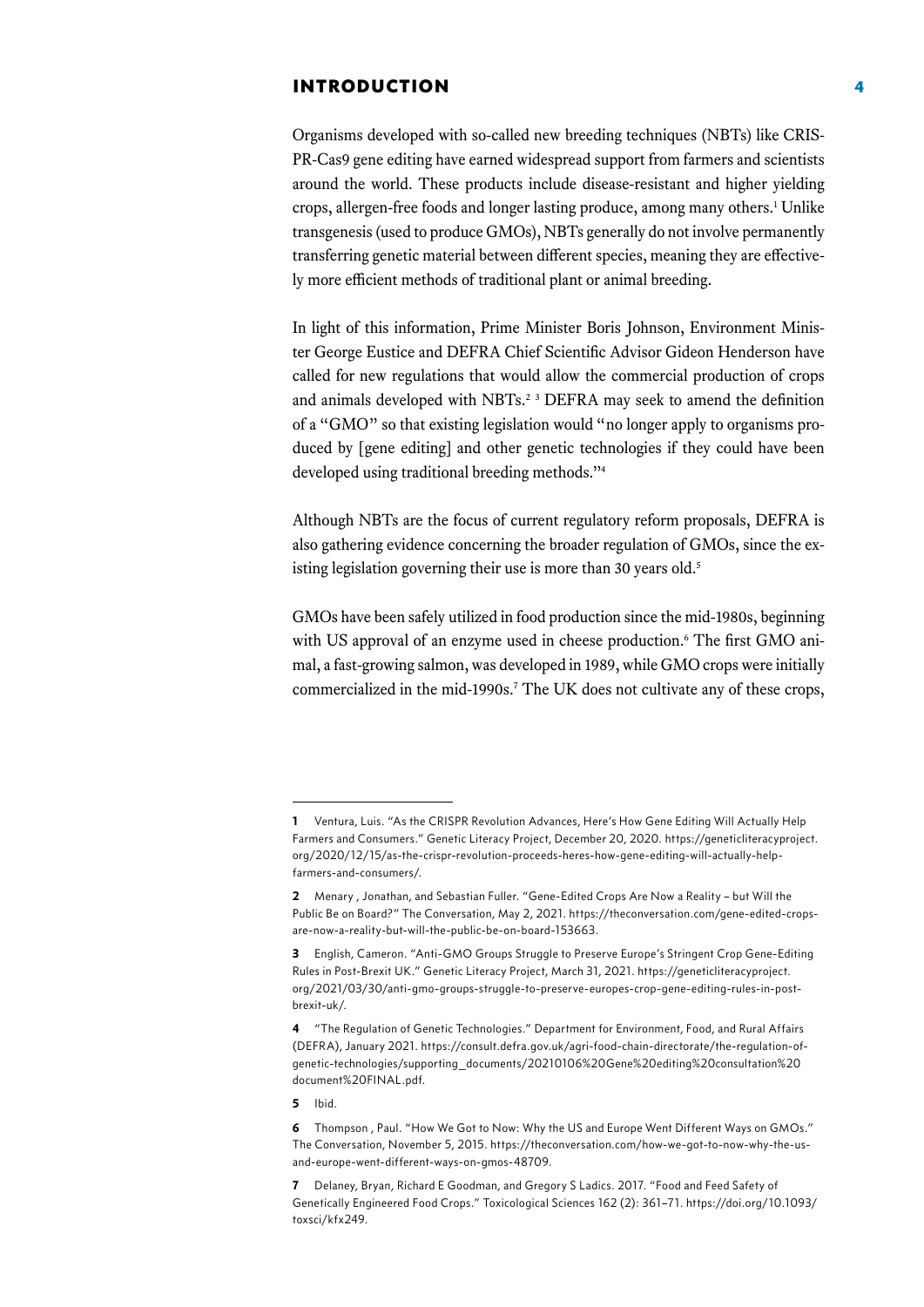## INTRODUCTION

Organisms developed with so-called new breeding techniques (NBTs) like CRISPR-Cas9 gene editing have earned widespread support from farmers and scientists around the world. These products include disease-resistant and higher yielding crops, allergen-free foods and longer lasting produce, among many others.[1] Unlike transgenesis (used to produce GMOs), NBTs generally do not involve permanently transferring genetic material between different species, meaning they are effectively more efficient methods of traditional plant or animal breeding.

In light of this information, Prime Minister Boris Johnson, Environment Minister George Eustice and DEFRA Chief Scientific Advisor Gideon Henderson have called for new regulations that would allow the commercial production of crops and animals developed with NBTs.[2] [3] DEFRA may seek to amend the definition of a "GMO" so that existing legislation would "no longer apply to organisms produced by [gene editing] and other genetic technologies if they could have been developed using traditional breeding methods."[4]

Although NBTs are the focus of current regulatory reform proposals, DEFRA is also gathering evidence concerning the broader regulation of GMOs, since the existing legislation governing their use is more than 30 years old.[5]

GMOs have been safely utilized in food production since the mid-1980s, beginning with US approval of an enzyme used in cheese production.[6] The first GMO animal, a fast-growing salmon, was developed in 1989, while GMO crops were initially commercialized in the mid-1990s.[7] The UK does not cultivate any of these crops,

---

**1** Ventura, Luis. "As the CRISPR Revolution Advances, Here's How Gene Editing Will Actually Help Farmers and Consumers." Genetic Literacy Project, December 20, 2020. https://geneticliteracyproject.org/2020/12/15/as-the-crispr-revolution-proceeds-heres-how-gene-editing-will-actually-help-farmers-and-consumers/.

**2** Menary , Jonathan, and Sebastian Fuller. "Gene-Edited Crops Are Now a Reality – but Will the Public Be on Board?" The Conversation, May 2, 2021. https://theconversation.com/gene-edited-crops-are-now-a-reality-but-will-the-public-be-on-board-153663.

**3** English, Cameron. "Anti-GMO Groups Struggle to Preserve Europe's Stringent Crop Gene-Editing Rules in Post-Brexit UK." Genetic Literacy Project, March 31, 2021. https://geneticliteracyproject.org/2021/03/30/anti-gmo-groups-struggle-to-preserve-europes-crop-gene-editing-rules-in-post-brexit-uk/.

**4** "The Regulation of Genetic Technologies." Department for Environment, Food, and Rural Affairs (DEFRA), January 2021. https://consult.defra.gov.uk/agri-food-chain-directorate/the-regulation-of-genetic-technologies/supporting_documents/20210106%20Gene%20editing%20consultation%20document%20FINAL.pdf.

**5** Ibid.

**6** Thompson , Paul. "How We Got to Now: Why the US and Europe Went Different Ways on GMOs." The Conversation, November 5, 2015. https://theconversation.com/how-we-got-to-now-why-the-us-and-europe-went-different-ways-on-gmos-48709.

**7** Delaney, Bryan, Richard E Goodman, and Gregory S Ladics. 2017. "Food and Feed Safety of Genetically Engineered Food Crops." Toxicological Sciences 162 (2): 361–71. https://doi.org/10.1093/toxsci/kfx249.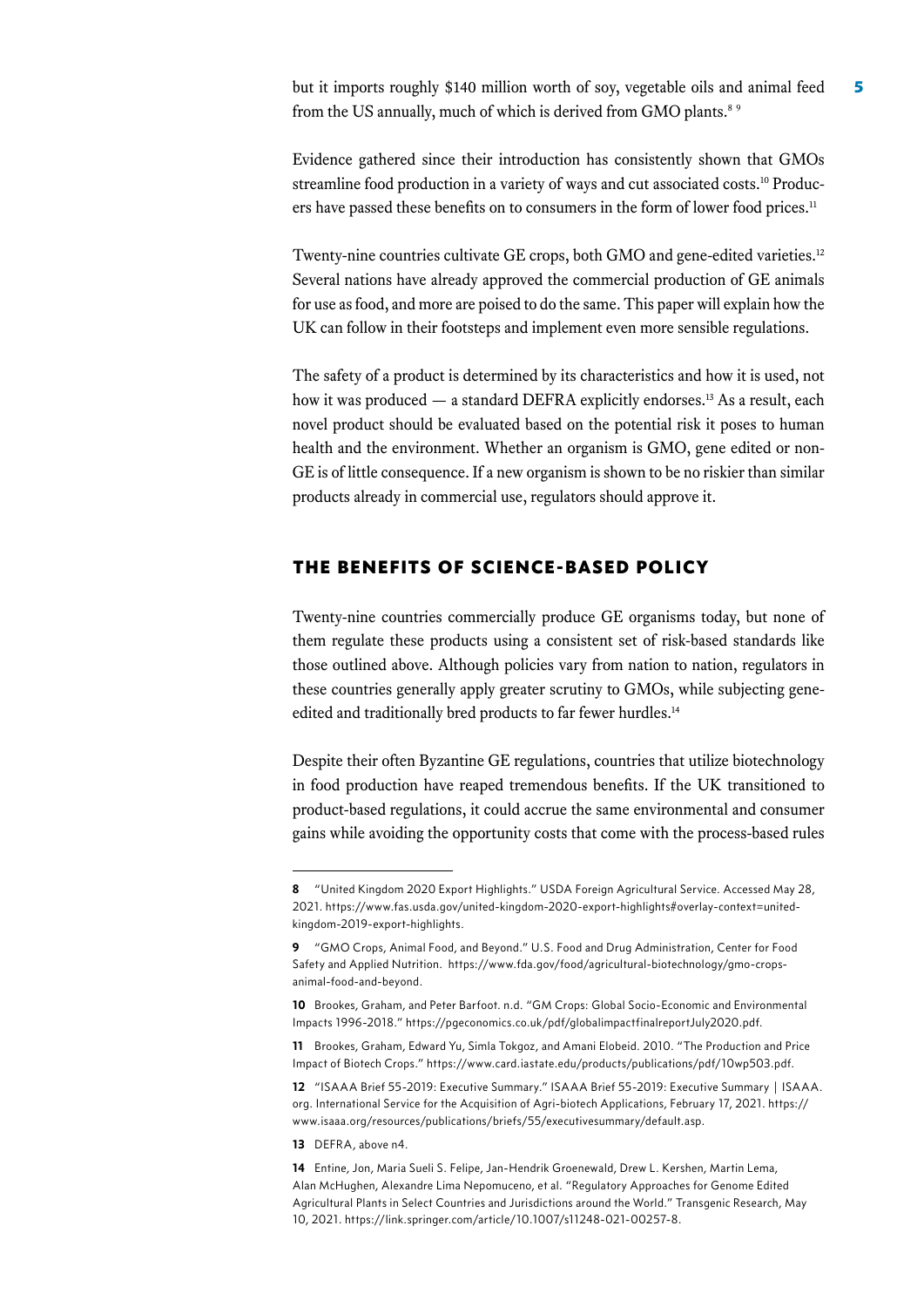but it imports roughly $140 million worth of soy, vegetable oils and animal feed from the US annually, much of which is derived from GMO plants.[8] [9]

Evidence gathered since their introduction has consistently shown that GMOs streamline food production in a variety of ways and cut associated costs.[10] Producers have passed these benefits on to consumers in the form of lower food prices.[11]

Twenty-nine countries cultivate GE crops, both GMO and gene-edited varieties.[12] Several nations have already approved the commercial production of GE animals for use as food, and more are poised to do the same. This paper will explain how the UK can follow in their footsteps and implement even more sensible regulations.

The safety of a product is determined by its characteristics and how it is used, not how it was produced — a standard DEFRA explicitly endorses.[13] As a result, each novel product should be evaluated based on the potential risk it poses to human health and the environment. Whether an organism is GMO, gene edited or non-GE is of little consequence. If a new organism is shown to be no riskier than similar products already in commercial use, regulators should approve it.

## THE BENEFITS OF SCIENCE-BASED POLICY

Twenty-nine countries commercially produce GE organisms today, but none of them regulate these products using a consistent set of risk-based standards like those outlined above. Although policies vary from nation to nation, regulators in these countries generally apply greater scrutiny to GMOs, while subjecting gene-edited and traditionally bred products to far fewer hurdles.[14]

Despite their often Byzantine GE regulations, countries that utilize biotechnology in food production have reaped tremendous benefits. If the UK transitioned to product-based regulations, it could accrue the same environmental and consumer gains while avoiding the opportunity costs that come with the process-based rules

---

**8** "United Kingdom 2020 Export Highlights." USDA Foreign Agricultural Service. Accessed May 28, 2021. https://www.fas.usda.gov/united-kingdom-2020-export-highlights#overlay-context=united-kingdom-2019-export-highlights.

**9** "GMO Crops, Animal Food, and Beyond." U.S. Food and Drug Administration, Center for Food Safety and Applied Nutrition. https://www.fda.gov/food/agricultural-biotechnology/gmo-crops-animal-food-and-beyond.

**10** Brookes, Graham, and Peter Barfoot. n.d. "GM Crops: Global Socio-Economic and Environmental Impacts 1996-2018." https://pgeconomics.co.uk/pdf/globalimpactfinalreportJuly2020.pdf.

**11** Brookes, Graham, Edward Yu, Simla Tokgoz, and Amani Elobeid. 2010. "The Production and Price Impact of Biotech Crops." https://www.card.iastate.edu/products/publications/pdf/10wp503.pdf.

**12** "ISAAA Brief 55-2019: Executive Summary." ISAAA Brief 55-2019: Executive Summary | ISAAA.org. International Service for the Acquisition of Agri-biotech Applications, February 17, 2021. https://www.isaaa.org/resources/publications/briefs/55/executivesummary/default.asp.

**13** DEFRA, above n4.

**14** Entine, Jon, Maria Sueli S. Felipe, Jan-Hendrik Groenewald, Drew L. Kershen, Martin Lema, Alan McHughen, Alexandre Lima Nepomuceno, et al. "Regulatory Approaches for Genome Edited Agricultural Plants in Select Countries and Jurisdictions around the World." Transgenic Research, May 10, 2021. https://link.springer.com/article/10.1007/s11248-021-00257-8.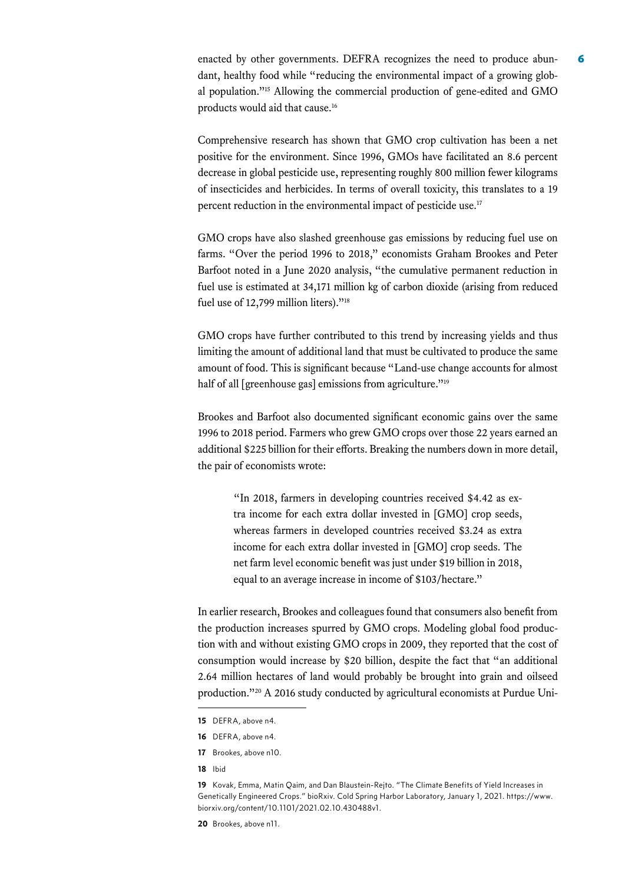enacted by other governments. DEFRA recognizes the need to produce abundant, healthy food while "reducing the environmental impact of a growing global population."[15] Allowing the commercial production of gene-edited and GMO products would aid that cause.[16]

Comprehensive research has shown that GMO crop cultivation has been a net positive for the environment. Since 1996, GMOs have facilitated an 8.6 percent decrease in global pesticide use, representing roughly 800 million fewer kilograms of insecticides and herbicides. In terms of overall toxicity, this translates to a 19 percent reduction in the environmental impact of pesticide use.[17]

GMO crops have also slashed greenhouse gas emissions by reducing fuel use on farms. "Over the period 1996 to 2018," economists Graham Brookes and Peter Barfoot noted in a June 2020 analysis, "the cumulative permanent reduction in fuel use is estimated at 34,171 million kg of carbon dioxide (arising from reduced fuel use of 12,799 million liters)."[18]

GMO crops have further contributed to this trend by increasing yields and thus limiting the amount of additional land that must be cultivated to produce the same amount of food. This is significant because "Land-use change accounts for almost half of all [greenhouse gas] emissions from agriculture."[19]

Brookes and Barfoot also documented significant economic gains over the same 1996 to 2018 period. Farmers who grew GMO crops over those 22 years earned an additional $225 billion for their efforts. Breaking the numbers down in more detail, the pair of economists wrote:

> "In 2018, farmers in developing countries received $4.42 as extra income for each extra dollar invested in [GMO] crop seeds, whereas farmers in developed countries received $3.24 as extra income for each extra dollar invested in [GMO] crop seeds. The net farm level economic benefit was just under $19 billion in 2018, equal to an average increase in income of $103/hectare."

In earlier research, Brookes and colleagues found that consumers also benefit from the production increases spurred by GMO crops. Modeling global food production with and without existing GMO crops in 2009, they reported that the cost of consumption would increase by $20 billion, despite the fact that "an additional 2.64 million hectares of land would probably be brought into grain and oilseed production."[20] A 2016 study conducted by agricultural economists at Purdue Uni-

---

**15** DEFRA, above n4.

**16** DEFRA, above n4.

**17** Brookes, above n10.

**18** Ibid

**19** Kovak, Emma, Matin Qaim, and Dan Blaustein-Rejto. "The Climate Benefits of Yield Increases in Genetically Engineered Crops." bioRxiv. Cold Spring Harbor Laboratory, January 1, 2021. https://www.biorxiv.org/content/10.1101/2021.02.10.430488v1.

**20** Brookes, above n11.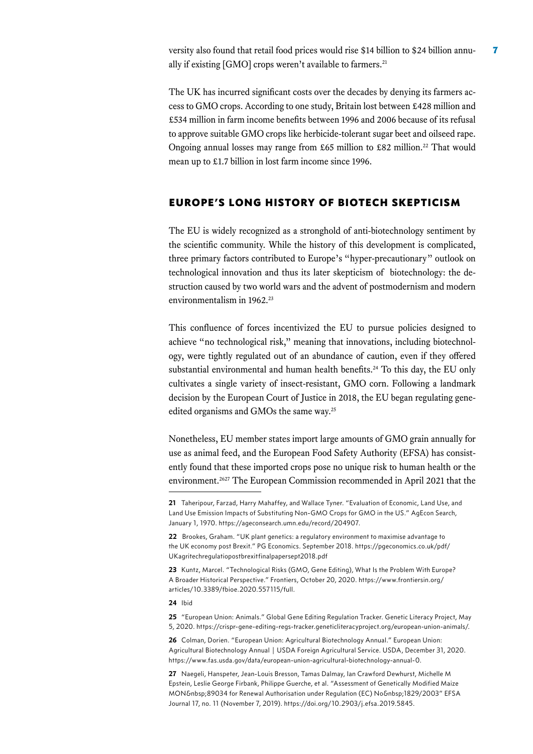versity also found that retail food prices would rise $14 billion to $24 billion annually if existing [GMO] crops weren't available to farmers.[21]

The UK has incurred significant costs over the decades by denying its farmers access to GMO crops. According to one study, Britain lost between £428 million and £534 million in farm income benefits between 1996 and 2006 because of its refusal to approve suitable GMO crops like herbicide-tolerant sugar beet and oilseed rape. Ongoing annual losses may range from £65 million to £82 million.[22] That would mean up to £1.7 billion in lost farm income since 1996.

## EUROPE'S LONG HISTORY OF BIOTECH SKEPTICISM

The EU is widely recognized as a stronghold of anti-biotechnology sentiment by the scientific community. While the history of this development is complicated, three primary factors contributed to Europe's "hyper-precautionary" outlook on technological innovation and thus its later skepticism of biotechnology: the destruction caused by two world wars and the advent of postmodernism and modern environmentalism in 1962.[23]

This confluence of forces incentivized the EU to pursue policies designed to achieve "no technological risk," meaning that innovations, including biotechnology, were tightly regulated out of an abundance of caution, even if they offered substantial environmental and human health benefits.[24] To this day, the EU only cultivates a single variety of insect-resistant, GMO corn. Following a landmark decision by the European Court of Justice in 2018, the EU began regulating gene-edited organisms and GMOs the same way.[25]

Nonetheless, EU member states import large amounts of GMO grain annually for use as animal feed, and the European Food Safety Authority (EFSA) has consistently found that these imported crops pose no unique risk to human health or the environment.[26][27] The European Commission recommended in April 2021 that the

---

**21** Taheripour, Farzad, Harry Mahaffey, and Wallace Tyner. "Evaluation of Economic, Land Use, and Land Use Emission Impacts of Substituting Non-GMO Crops for GMO in the US." AgEcon Search, January 1, 1970. https://ageconsearch.umn.edu/record/204907.

**22** Brookes, Graham. "UK plant genetics: a regulatory environment to maximise advantage to the UK economy post Brexit." PG Economics. September 2018. https://pgeconomics.co.uk/pdf/UKagritechregulatiopostbrexitfinalpapersept2018.pdf

**23** Kuntz, Marcel. "Technological Risks (GMO, Gene Editing), What Is the Problem With Europe? A Broader Historical Perspective." Frontiers, October 20, 2020. https://www.frontiersin.org/articles/10.3389/fbioe.2020.557115/full.

**24** Ibid

**25** "European Union: Animals." Global Gene Editing Regulation Tracker. Genetic Literacy Project, May 5, 2020. https://crispr-gene-editing-regs-tracker.geneticliteracyproject.org/european-union-animals/.

**26** Colman, Dorien. "European Union: Agricultural Biotechnology Annual." European Union: Agricultural Biotechnology Annual | USDA Foreign Agricultural Service. USDA, December 31, 2020. https://www.fas.usda.gov/data/european-union-agricultural-biotechnology-annual-0.

**27** Naegeli, Hanspeter, Jean-Louis Bresson, Tamas Dalmay, Ian Crawford Dewhurst, Michelle M Epstein, Leslie George Firbank, Philippe Guerche, et al. "Assessment of Genetically Modified Maize MON&nbsp;89034 for Renewal Authorisation under Regulation (EC) No&nbsp;1829/2003" EFSA Journal 17, no. 11 (November 7, 2019). https://doi.org/10.2903/j.efsa.2019.5845.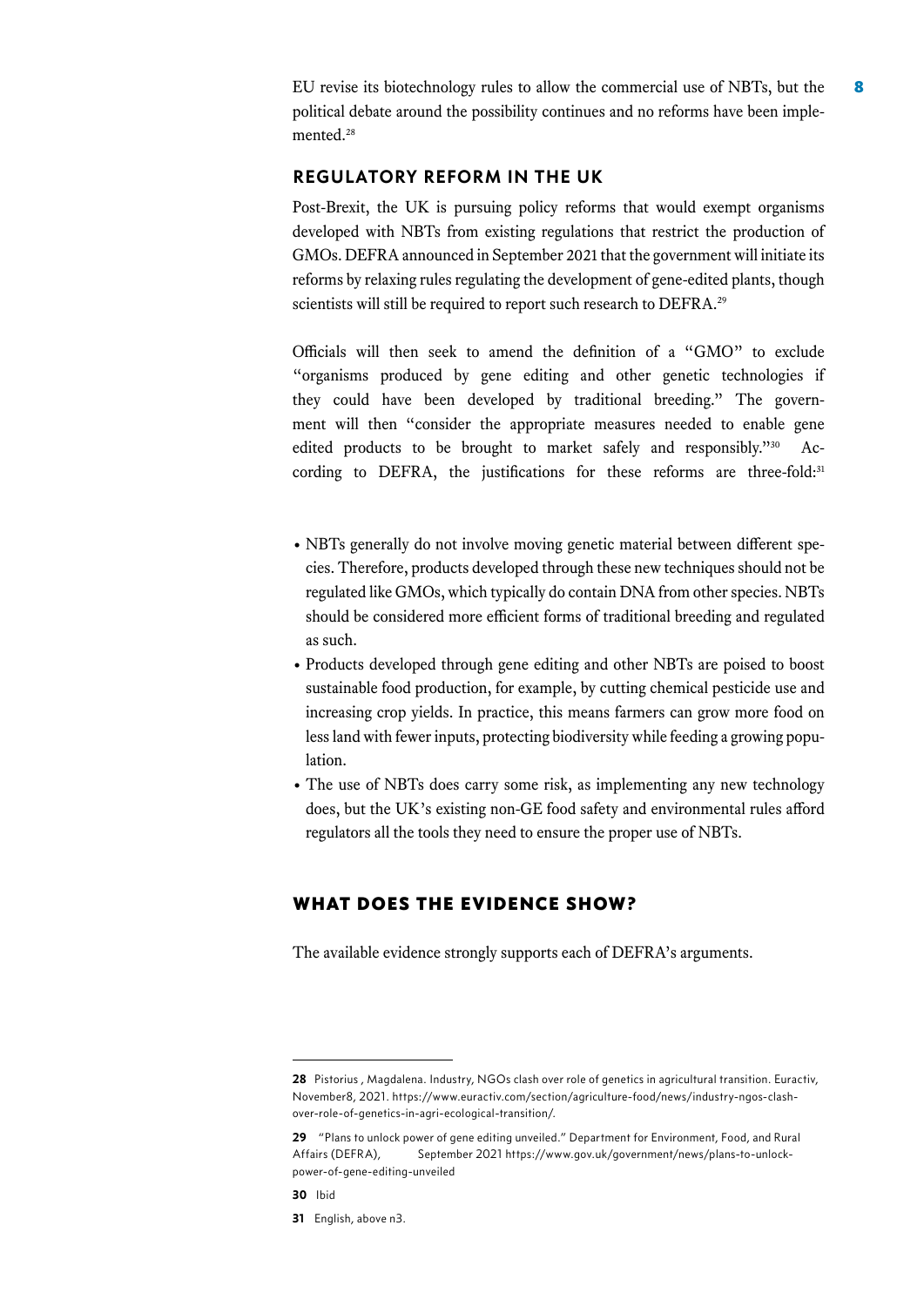EU revise its biotechnology rules to allow the commercial use of NBTs, but the political debate around the possibility continues and no reforms have been implemented.[28]

## REGULATORY REFORM IN THE UK

Post-Brexit, the UK is pursuing policy reforms that would exempt organisms developed with NBTs from existing regulations that restrict the production of GMOs. DEFRA announced in September 2021 that the government will initiate its reforms by relaxing rules regulating the development of gene-edited plants, though scientists will still be required to report such research to DEFRA.[29]

Officials will then seek to amend the definition of a "GMO" to exclude "organisms produced by gene editing and other genetic technologies if they could have been developed by traditional breeding." The government will then "consider the appropriate measures needed to enable gene edited products to be brought to market safely and responsibly."[30] According to DEFRA, the justifications for these reforms are three-fold:[31]

- NBTs generally do not involve moving genetic material between different species. Therefore, products developed through these new techniques should not be regulated like GMOs, which typically do contain DNA from other species. NBTs should be considered more efficient forms of traditional breeding and regulated as such.
- Products developed through gene editing and other NBTs are poised to boost sustainable food production, for example, by cutting chemical pesticide use and increasing crop yields. In practice, this means farmers can grow more food on less land with fewer inputs, protecting biodiversity while feeding a growing population.
- The use of NBTs does carry some risk, as implementing any new technology does, but the UK's existing non-GE food safety and environmental rules afford regulators all the tools they need to ensure the proper use of NBTs.

## WHAT DOES THE EVIDENCE SHOW?

The available evidence strongly supports each of DEFRA's arguments.

---

**28** Pistorius , Magdalena. Industry, NGOs clash over role of genetics in agricultural transition. Euractiv, November8, 2021. https://www.euractiv.com/section/agriculture-food/news/industry-ngos-clash-over-role-of-genetics-in-agri-ecological-transition/.

**29** "Plans to unlock power of gene editing unveiled." Department for Environment, Food, and Rural Affairs (DEFRA), September 2021 https://www.gov.uk/government/news/plans-to-unlock-power-of-gene-editing-unveiled

**30** Ibid

**31** English, above n3.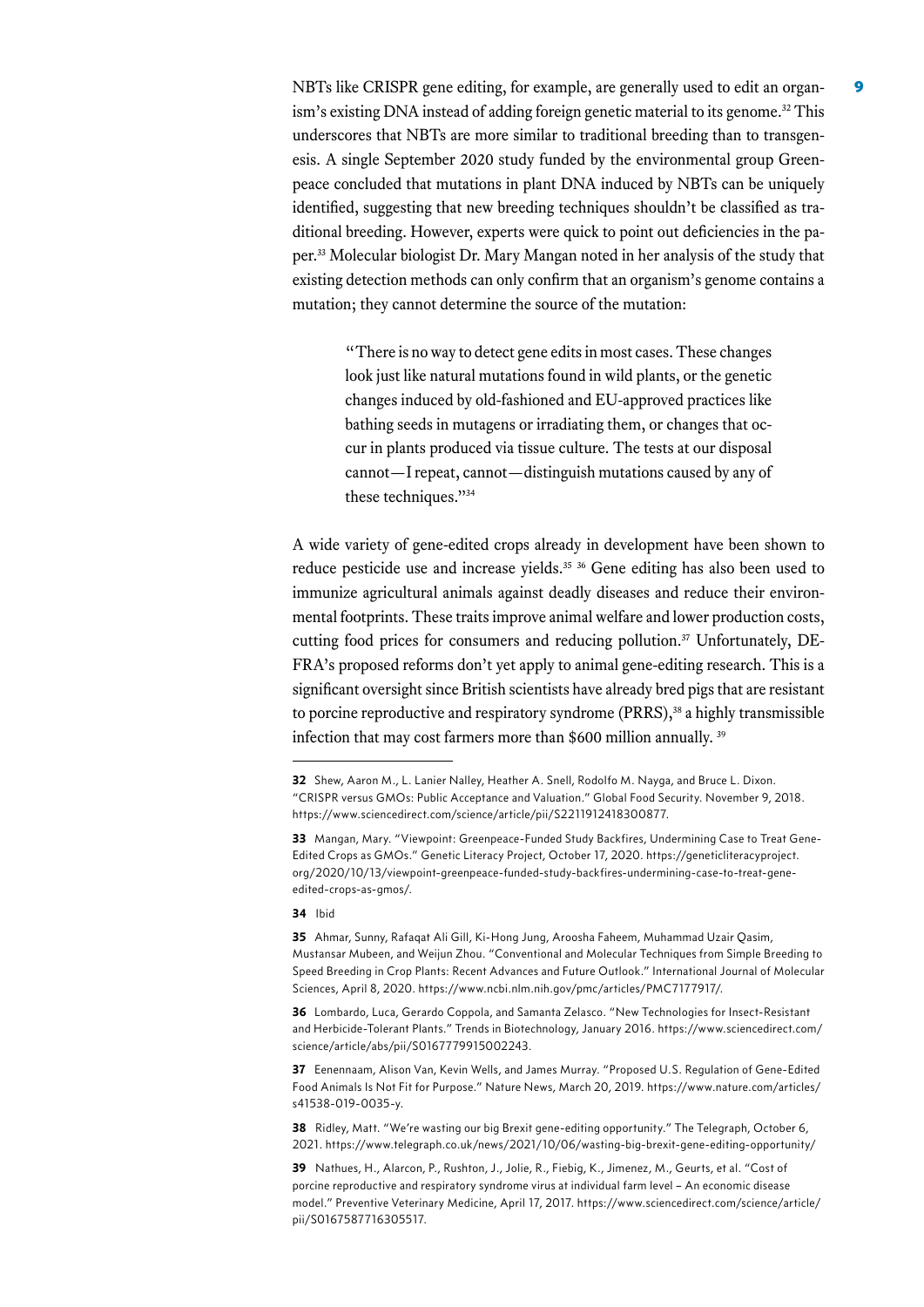NBTs like CRISPR gene editing, for example, are generally used to edit an organism's existing DNA instead of adding foreign genetic material to its genome.[32] This underscores that NBTs are more similar to traditional breeding than to transgenesis. A single September 2020 study funded by the environmental group Greenpeace concluded that mutations in plant DNA induced by NBTs can be uniquely identified, suggesting that new breeding techniques shouldn't be classified as traditional breeding. However, experts were quick to point out deficiencies in the paper.[33] Molecular biologist Dr. Mary Mangan noted in her analysis of the study that existing detection methods can only confirm that an organism's genome contains a mutation; they cannot determine the source of the mutation:

> "There is no way to detect gene edits in most cases. These changes look just like natural mutations found in wild plants, or the genetic changes induced by old-fashioned and EU-approved practices like bathing seeds in mutagens or irradiating them, or changes that occur in plants produced via tissue culture. The tests at our disposal cannot—I repeat, cannot—distinguish mutations caused by any of these techniques."[34]

A wide variety of gene-edited crops already in development have been shown to reduce pesticide use and increase yields.[35] [36] Gene editing has also been used to immunize agricultural animals against deadly diseases and reduce their environmental footprints. These traits improve animal welfare and lower production costs, cutting food prices for consumers and reducing pollution.[37] Unfortunately, DEFRA's proposed reforms don't yet apply to animal gene-editing research. This is a significant oversight since British scientists have already bred pigs that are resistant to porcine reproductive and respiratory syndrome (PRRS),[38] a highly transmissible infection that may cost farmers more than $600 million annually. [39]

---

**32** Shew, Aaron M., L. Lanier Nalley, Heather A. Snell, Rodolfo M. Nayga, and Bruce L. Dixon. "CRISPR versus GMOs: Public Acceptance and Valuation." Global Food Security. November 9, 2018. https://www.sciencedirect.com/science/article/pii/S2211912418300877.

**33** Mangan, Mary. "Viewpoint: Greenpeace-Funded Study Backfires, Undermining Case to Treat Gene-Edited Crops as GMOs." Genetic Literacy Project, October 17, 2020. https://geneticliteracyproject.org/2020/10/13/viewpoint-greenpeace-funded-study-backfires-undermining-case-to-treat-gene-edited-crops-as-gmos/.

**34** Ibid

**35** Ahmar, Sunny, Rafaqat Ali Gill, Ki-Hong Jung, Aroosha Faheem, Muhammad Uzair Qasim, Mustansar Mubeen, and Weijun Zhou. "Conventional and Molecular Techniques from Simple Breeding to Speed Breeding in Crop Plants: Recent Advances and Future Outlook." International Journal of Molecular Sciences, April 8, 2020. https://www.ncbi.nlm.nih.gov/pmc/articles/PMC7177917/.

**36** Lombardo, Luca, Gerardo Coppola, and Samanta Zelasco. "New Technologies for Insect-Resistant and Herbicide-Tolerant Plants." Trends in Biotechnology, January 2016. https://www.sciencedirect.com/science/article/abs/pii/S0167779915002243.

**37** Eenennaam, Alison Van, Kevin Wells, and James Murray. "Proposed U.S. Regulation of Gene-Edited Food Animals Is Not Fit for Purpose." Nature News, March 20, 2019. https://www.nature.com/articles/s41538-019-0035-y.

**38** Ridley, Matt. "We're wasting our big Brexit gene-editing opportunity." The Telegraph, October 6, 2021. https://www.telegraph.co.uk/news/2021/10/06/wasting-big-brexit-gene-editing-opportunity/

**39** Nathues, H., Alarcon, P., Rushton, J., Jolie, R., Fiebig, K., Jimenez, M., Geurts, et al. "Cost of porcine reproductive and respiratory syndrome virus at individual farm level – An economic disease model." Preventive Veterinary Medicine, April 17, 2017. https://www.sciencedirect.com/science/article/pii/S0167587716305517.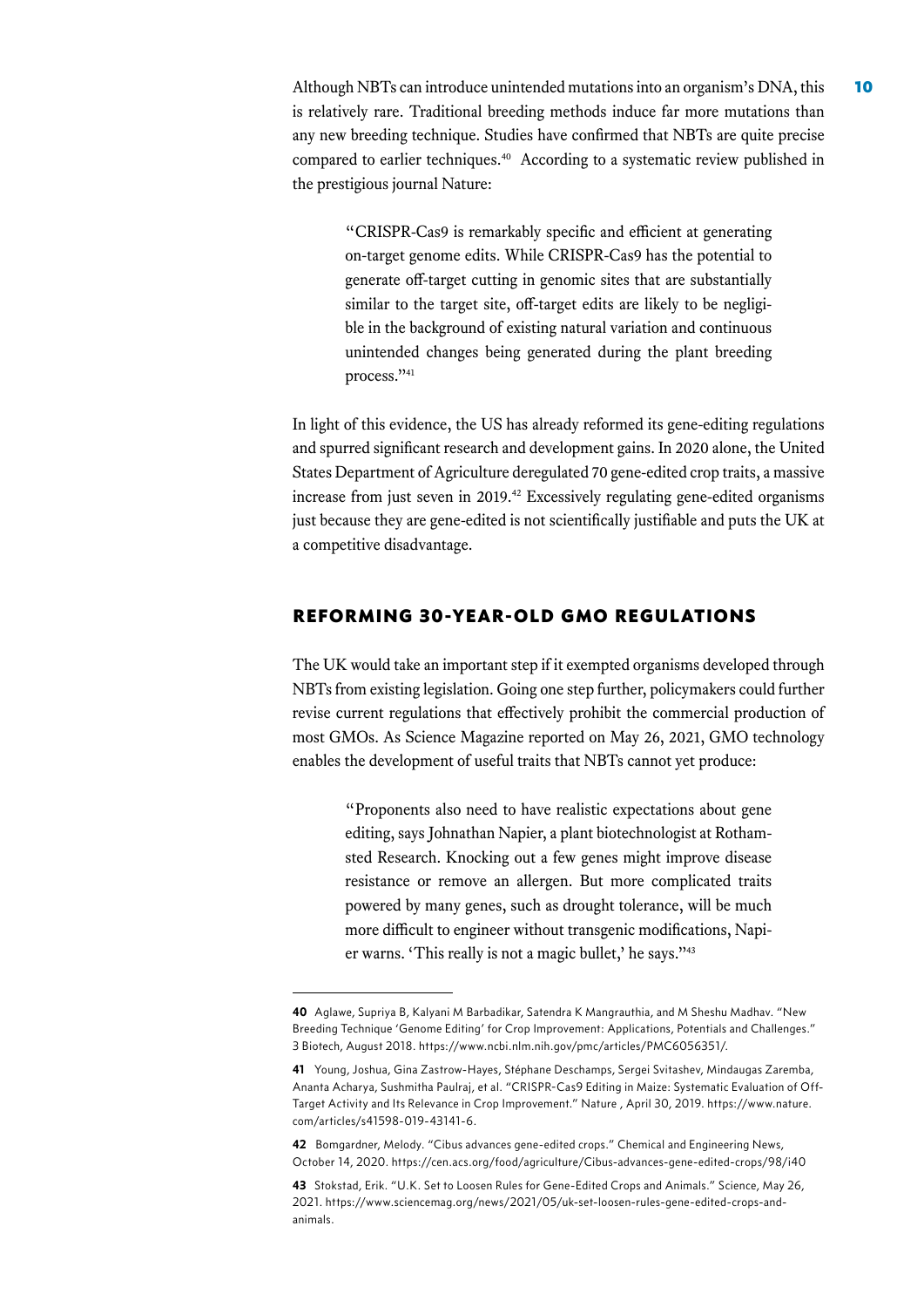Although NBTs can introduce unintended mutations into an organism's DNA, this is relatively rare. Traditional breeding methods induce far more mutations than any new breeding technique. Studies have confirmed that NBTs are quite precise compared to earlier techniques.[40] According to a systematic review published in the prestigious journal Nature:

> "CRISPR-Cas9 is remarkably specific and efficient at generating on-target genome edits. While CRISPR-Cas9 has the potential to generate off-target cutting in genomic sites that are substantially similar to the target site, off-target edits are likely to be negligible in the background of existing natural variation and continuous unintended changes being generated during the plant breeding process."[41]

In light of this evidence, the US has already reformed its gene-editing regulations and spurred significant research and development gains. In 2020 alone, the United States Department of Agriculture deregulated 70 gene-edited crop traits, a massive increase from just seven in 2019.[42] Excessively regulating gene-edited organisms just because they are gene-edited is not scientifically justifiable and puts the UK at a competitive disadvantage.

## REFORMING 30-YEAR-OLD GMO REGULATIONS

The UK would take an important step if it exempted organisms developed through NBTs from existing legislation. Going one step further, policymakers could further revise current regulations that effectively prohibit the commercial production of most GMOs. As Science Magazine reported on May 26, 2021, GMO technology enables the development of useful traits that NBTs cannot yet produce:

> "Proponents also need to have realistic expectations about gene editing, says Johnathan Napier, a plant biotechnologist at Rothamsted Research. Knocking out a few genes might improve disease resistance or remove an allergen. But more complicated traits powered by many genes, such as drought tolerance, will be much more difficult to engineer without transgenic modifications, Napier warns. 'This really is not a magic bullet,' he says."[43]

---

**40** Aglawe, Supriya B, Kalyani M Barbadikar, Satendra K Mangrauthia, and M Sheshu Madhav. "New Breeding Technique 'Genome Editing' for Crop Improvement: Applications, Potentials and Challenges." 3 Biotech, August 2018. https://www.ncbi.nlm.nih.gov/pmc/articles/PMC6056351/.

**41** Young, Joshua, Gina Zastrow-Hayes, Stéphane Deschamps, Sergei Svitashev, Mindaugas Zaremba, Ananta Acharya, Sushmitha Paulraj, et al. "CRISPR-Cas9 Editing in Maize: Systematic Evaluation of Off-Target Activity and Its Relevance in Crop Improvement." Nature , April 30, 2019. https://www.nature.com/articles/s41598-019-43141-6.

**42** Bomgardner, Melody. "Cibus advances gene-edited crops." Chemical and Engineering News, October 14, 2020. https://cen.acs.org/food/agriculture/Cibus-advances-gene-edited-crops/98/i40

**43** Stokstad, Erik. "U.K. Set to Loosen Rules for Gene-Edited Crops and Animals." Science, May 26, 2021. https://www.sciencemag.org/news/2021/05/uk-set-loosen-rules-gene-edited-crops-and-animals.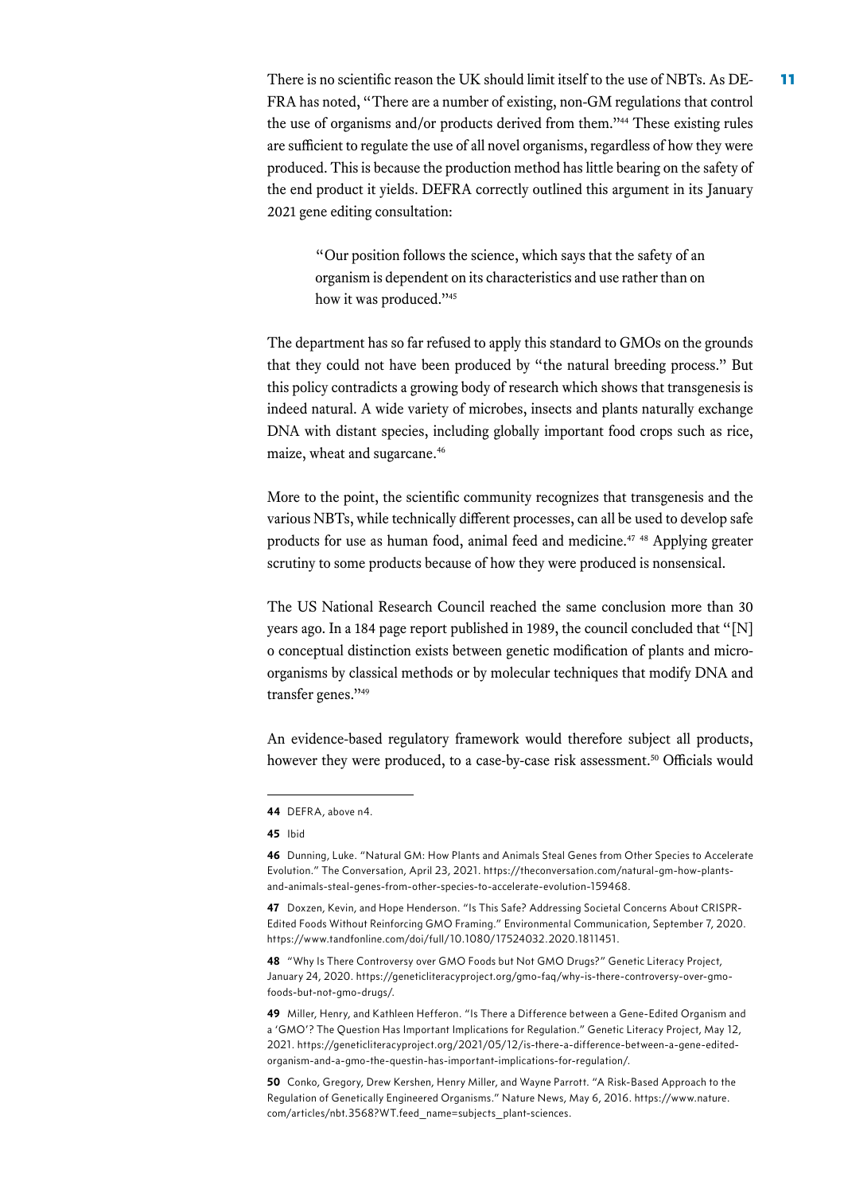There is no scientific reason the UK should limit itself to the use of NBTs. As DEFRA has noted, "There are a number of existing, non-GM regulations that control the use of organisms and/or products derived from them."[44] These existing rules are sufficient to regulate the use of all novel organisms, regardless of how they were produced. This is because the production method has little bearing on the safety of the end product it yields. DEFRA correctly outlined this argument in its January 2021 gene editing consultation:

> "Our position follows the science, which says that the safety of an organism is dependent on its characteristics and use rather than on how it was produced."[45]

The department has so far refused to apply this standard to GMOs on the grounds that they could not have been produced by "the natural breeding process." But this policy contradicts a growing body of research which shows that transgenesis is indeed natural. A wide variety of microbes, insects and plants naturally exchange DNA with distant species, including globally important food crops such as rice, maize, wheat and sugarcane.[46]

More to the point, the scientific community recognizes that transgenesis and the various NBTs, while technically different processes, can all be used to develop safe products for use as human food, animal feed and medicine.[47] [48] Applying greater scrutiny to some products because of how they were produced is nonsensical.

The US National Research Council reached the same conclusion more than 30 years ago. In a 184 page report published in 1989, the council concluded that "[N]o conceptual distinction exists between genetic modification of plants and microorganisms by classical methods or by molecular techniques that modify DNA and transfer genes."[49]

An evidence-based regulatory framework would therefore subject all products, however they were produced, to a case-by-case risk assessment.[50] Officials would

---

**44** DEFRA, above n4.

**45** Ibid

**46** Dunning, Luke. "Natural GM: How Plants and Animals Steal Genes from Other Species to Accelerate Evolution." The Conversation, April 23, 2021. https://theconversation.com/natural-gm-how-plants-and-animals-steal-genes-from-other-species-to-accelerate-evolution-159468.

**47** Doxzen, Kevin, and Hope Henderson. "Is This Safe? Addressing Societal Concerns About CRISPR-Edited Foods Without Reinforcing GMO Framing." Environmental Communication, September 7, 2020. https://www.tandfonline.com/doi/full/10.1080/17524032.2020.1811451.

**48** "Why Is There Controversy over GMO Foods but Not GMO Drugs?" Genetic Literacy Project, January 24, 2020. https://geneticliteracyproject.org/gmo-faq/why-is-there-controversy-over-gmo-foods-but-not-gmo-drugs/.

**49** Miller, Henry, and Kathleen Hefferon. "Is There a Difference between a Gene-Edited Organism and a 'GMO'? The Question Has Important Implications for Regulation." Genetic Literacy Project, May 12, 2021. https://geneticliteracyproject.org/2021/05/12/is-there-a-difference-between-a-gene-edited-organism-and-a-gmo-the-questin-has-important-implications-for-regulation/.

**50** Conko, Gregory, Drew Kershen, Henry Miller, and Wayne Parrott. "A Risk-Based Approach to the Regulation of Genetically Engineered Organisms." Nature News, May 6, 2016. https://www.nature.com/articles/nbt.3568?WT.feed_name=subjects_plant-sciences.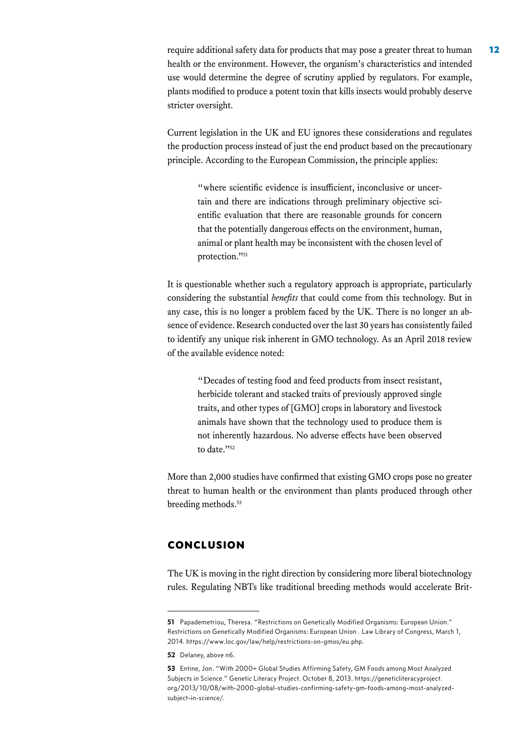require additional safety data for products that may pose a greater threat to human health or the environment. However, the organism's characteristics and intended use would determine the degree of scrutiny applied by regulators. For example, plants modified to produce a potent toxin that kills insects would probably deserve stricter oversight.

Current legislation in the UK and EU ignores these considerations and regulates the production process instead of just the end product based on the precautionary principle. According to the European Commission, the principle applies:

> "where scientific evidence is insufficient, inconclusive or uncertain and there are indications through preliminary objective scientific evaluation that there are reasonable grounds for concern that the potentially dangerous effects on the environment, human, animal or plant health may be inconsistent with the chosen level of protection."[51]

It is questionable whether such a regulatory approach is appropriate, particularly considering the substantial *benefits* that could come from this technology. But in any case, this is no longer a problem faced by the UK. There is no longer an absence of evidence. Research conducted over the last 30 years has consistently failed to identify any unique risk inherent in GMO technology. As an April 2018 review of the available evidence noted:

> "Decades of testing food and feed products from insect resistant, herbicide tolerant and stacked traits of previously approved single traits, and other types of [GMO] crops in laboratory and livestock animals have shown that the technology used to produce them is not inherently hazardous. No adverse effects have been observed to date."[52]

More than 2,000 studies have confirmed that existing GMO crops pose no greater threat to human health or the environment than plants produced through other breeding methods.[53]

## CONCLUSION

The UK is moving in the right direction by considering more liberal biotechnology rules. Regulating NBTs like traditional breeding methods would accelerate Brit-

---

**51** Papademetriou, Theresa. "Restrictions on Genetically Modified Organisms: European Union." Restrictions on Genetically Modified Organisms: European Union . Law Library of Congress, March 1, 2014. https://www.loc.gov/law/help/restrictions-on-gmos/eu.php.

**52** Delaney, above n6.

**53** Entine, Jon. "With 2000+ Global Studies Affirming Safety, GM Foods among Most Analyzed Subjects in Science." Genetic Literacy Project. October 8, 2013. https://geneticliteracyproject.org/2013/10/08/with-2000-global-studies-confirming-safety-gm-foods-among-most-analyzed-subject-in-science/.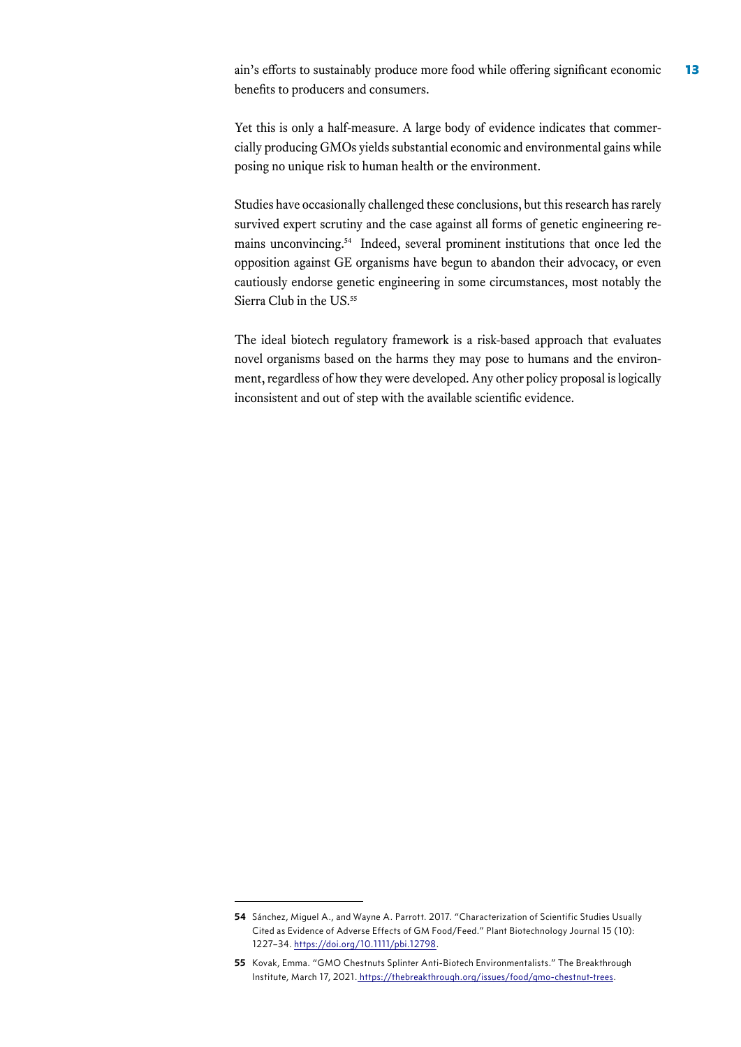ain's efforts to sustainably produce more food while offering significant economic benefits to producers and consumers.

Yet this is only a half-measure. A large body of evidence indicates that commercially producing GMOs yields substantial economic and environmental gains while posing no unique risk to human health or the environment.

Studies have occasionally challenged these conclusions, but this research has rarely survived expert scrutiny and the case against all forms of genetic engineering remains unconvincing.[54] Indeed, several prominent institutions that once led the opposition against GE organisms have begun to abandon their advocacy, or even cautiously endorse genetic engineering in some circumstances, most notably the Sierra Club in the US.[55]

The ideal biotech regulatory framework is a risk-based approach that evaluates novel organisms based on the harms they may pose to humans and the environment, regardless of how they were developed. Any other policy proposal is logically inconsistent and out of step with the available scientific evidence.

---

**54** Sánchez, Miguel A., and Wayne A. Parrott. 2017. "Characterization of Scientific Studies Usually Cited as Evidence of Adverse Effects of GM Food/Feed." Plant Biotechnology Journal 15 (10): 1227–34. https://doi.org/10.1111/pbi.12798.

**55** Kovak, Emma. "GMO Chestnuts Splinter Anti-Biotech Environmentalists." The Breakthrough Institute, March 17, 2021. https://thebreakthrough.org/issues/food/gmo-chestnut-trees.